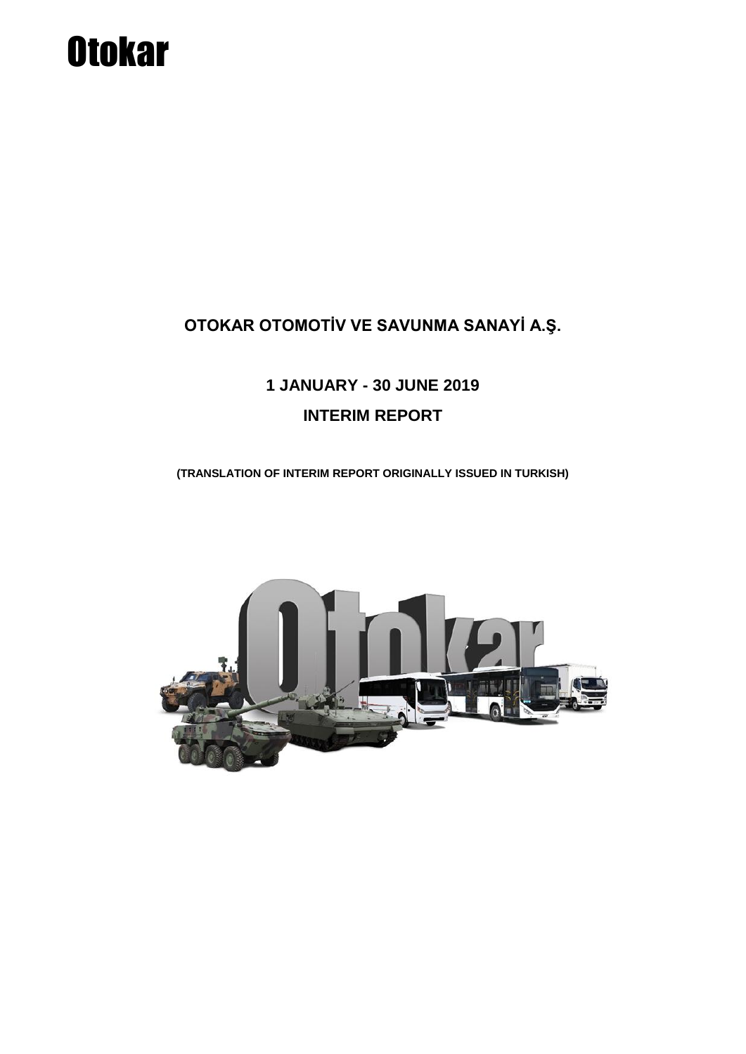# Otokar

**OTOKAR OTOMOTİV VE SAVUNMA SANAYİ A.Ş.**

**1 JANUARY - 30 JUNE 2019**

**INTERIM REPORT**

**(TRANSLATION OF INTERIM REPORT ORIGINALLY ISSUED IN TURKISH)**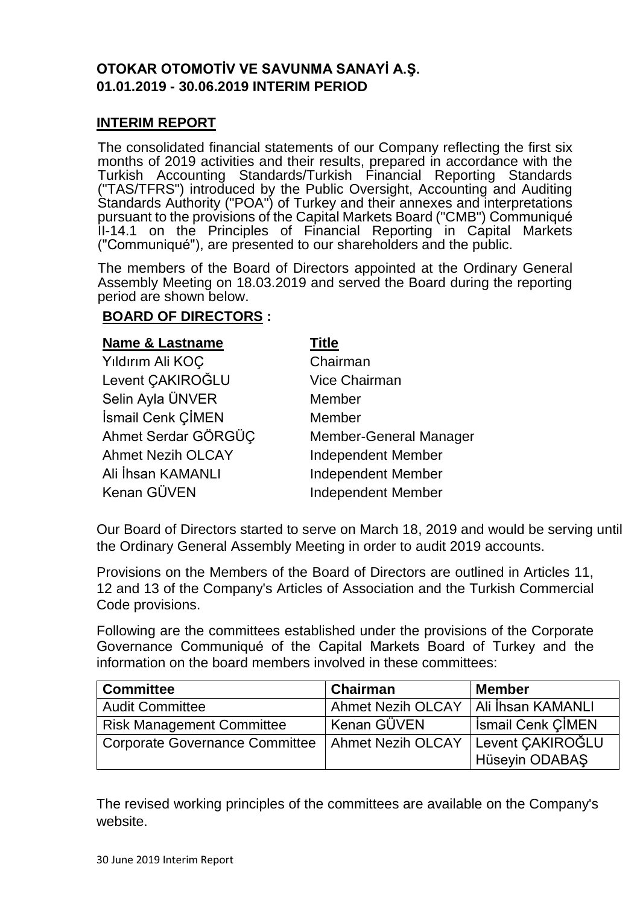**OTOKAR OTOMOTİV VE SAVUNMA SANAYİ A.Ş.**
**01.01.2019 - 30.06.2019 INTERIM PERIOD**

## INTERIM REPORT

The consolidated financial statements of our Company reflecting the first six months of 2019 activities and their results, prepared in accordance with the Turkish Accounting Standards/Turkish Financial Reporting Standards ("TAS/TFRS") introduced by the Public Oversight, Accounting and Auditing Standards Authority ("POA") of Turkey and their annexes and interpretations pursuant to the provisions of the Capital Markets Board ("CMB") Communiqué II-14.1 on the Principles of Financial Reporting in Capital Markets ("Communiqué"), are presented to our shareholders and the public.

The members of the Board of Directors appointed at the Ordinary General Assembly Meeting on 18.03.2019 and served the Board during the reporting period are shown below.

### BOARD OF DIRECTORS :

| Name & Lastname | Title |
|---|---|
| Yıldırım Ali KOÇ | Chairman |
| Levent ÇAKIROĞLU | Vice Chairman |
| Selin Ayla ÜNVER | Member |
| İsmail Cenk ÇİMEN | Member |
| Ahmet Serdar GÖRGÜÇ | Member-General Manager |
| Ahmet Nezih OLCAY | Independent Member |
| Ali İhsan KAMANLI | Independent Member |
| Kenan GÜVEN | Independent Member |

Our Board of Directors started to serve on March 18, 2019 and would be serving until the Ordinary General Assembly Meeting in order to audit 2019 accounts.

Provisions on the Members of the Board of Directors are outlined in Articles 11, 12 and 13 of the Company's Articles of Association and the Turkish Commercial Code provisions.

Following are the committees established under the provisions of the Corporate Governance Communiqué of the Capital Markets Board of Turkey and the information on the board members involved in these committees:

| Committee | Chairman | Member |
|---|---|---|
| Audit Committee | Ahmet Nezih OLCAY | Ali İhsan KAMANLI |
| Risk Management Committee | Kenan GÜVEN | İsmail Cenk ÇİMEN |
| Corporate Governance Committee | Ahmet Nezih OLCAY | Levent ÇAKIROĞLU<br>Hüseyin ODABAŞ |

The revised working principles of the committees are available on the Company's website.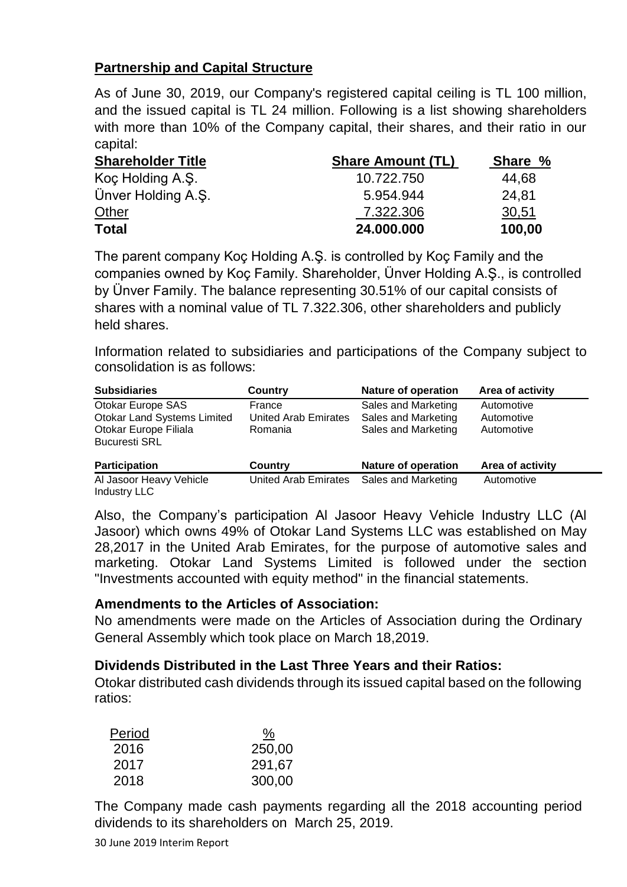## Partnership and Capital Structure

As of June 30, 2019, our Company's registered capital ceiling is TL 100 million, and the issued capital is TL 24 million. Following is a list showing shareholders with more than 10% of the Company capital, their shares, and their ratio in our capital:

| Shareholder Title | Share Amount (TL) | Share % |
|---|---|---|
| Koç Holding A.Ş. | 10.722.750 | 44,68 |
| Ünver Holding A.Ş. | 5.954.944 | 24,81 |
| Other | 7.322.306 | 30,51 |
| **Total** | **24.000.000** | **100,00** |

The parent company Koç Holding A.Ş. is controlled by Koç Family and the companies owned by Koç Family. Shareholder, Ünver Holding A.Ş., is controlled by Ünver Family. The balance representing 30.51% of our capital consists of shares with a nominal value of TL 7.322.306, other shareholders and publicly held shares.

Information related to subsidiaries and participations of the Company subject to consolidation is as follows:

| Subsidiaries | Country | Nature of operation | Area of activity |
|---|---|---|---|
| Otokar Europe SAS | France | Sales and Marketing | Automotive |
| Otokar Land Systems Limited | United Arab Emirates | Sales and Marketing | Automotive |
| Otokar Europe Filiala Bucuresti SRL | Romania | Sales and Marketing | Automotive |

| Participation | Country | Nature of operation | Area of activity |
|---|---|---|---|
| Al Jasoor Heavy Vehicle Industry LLC | United Arab Emirates | Sales and Marketing | Automotive |

Also, the Company's participation Al Jasoor Heavy Vehicle Industry LLC (Al Jasoor) which owns 49% of Otokar Land Systems LLC was established on May 28,2017 in the United Arab Emirates, for the purpose of automotive sales and marketing. Otokar Land Systems Limited is followed under the section "Investments accounted with equity method" in the financial statements.

### Amendments to the Articles of Association:

No amendments were made on the Articles of Association during the Ordinary General Assembly which took place on March 18,2019.

### Dividends Distributed in the Last Three Years and their Ratios:

Otokar distributed cash dividends through its issued capital based on the following ratios:

| Period | % |
|---|---|
| 2016 | 250,00 |
| 2017 | 291,67 |
| 2018 | 300,00 |

The Company made cash payments regarding all the 2018 accounting period dividends to its shareholders on March 25, 2019.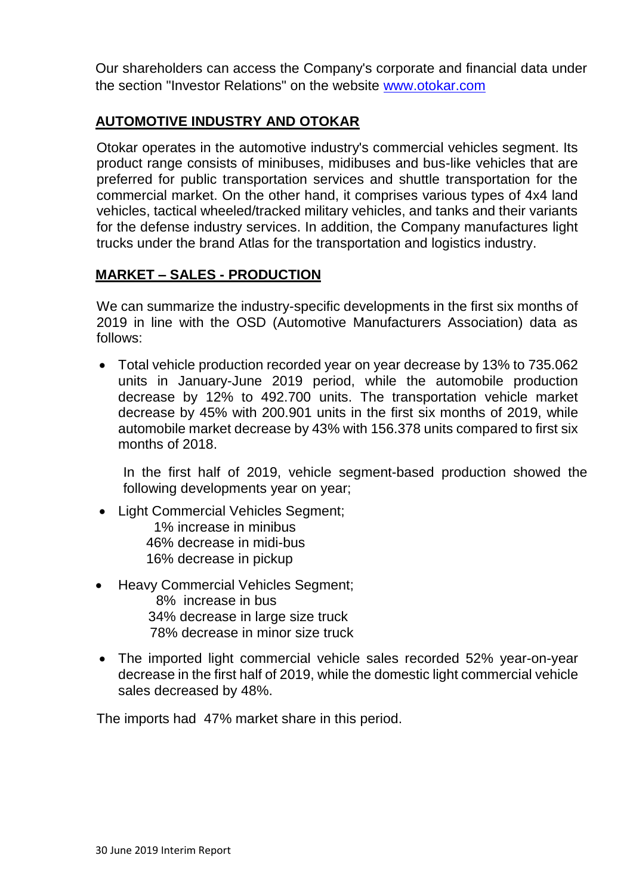Our shareholders can access the Company's corporate and financial data under the section "Investor Relations" on the website [www.otokar.com](http://www.otokar.com)

## AUTOMOTIVE INDUSTRY AND OTOKAR

Otokar operates in the automotive industry's commercial vehicles segment. Its product range consists of minibuses, midibuses and bus-like vehicles that are preferred for public transportation services and shuttle transportation for the commercial market. On the other hand, it comprises various types of 4x4 land vehicles, tactical wheeled/tracked military vehicles, and tanks and their variants for the defense industry services. In addition, the Company manufactures light trucks under the brand Atlas for the transportation and logistics industry.

## MARKET – SALES - PRODUCTION

We can summarize the industry-specific developments in the first six months of 2019 in line with the OSD (Automotive Manufacturers Association) data as follows:

- Total vehicle production recorded year on year decrease by 13% to 735.062 units in January-June 2019 period, while the automobile production decrease by 12% to 492.700 units. The transportation vehicle market decrease by 45% with 200.901 units in the first six months of 2019, while automobile market decrease by 43% with 156.378 units compared to first six months of 2018.

  In the first half of 2019, vehicle segment-based production showed the following developments year on year;

- Light Commercial Vehicles Segment;
  1% increase in minibus
  46% decrease in midi-bus
  16% decrease in pickup

- Heavy Commercial Vehicles Segment;
  8% increase in bus
  34% decrease in large size truck
  78% decrease in minor size truck

- The imported light commercial vehicle sales recorded 52% year-on-year decrease in the first half of 2019, while the domestic light commercial vehicle sales decreased by 48%.

The imports had 47% market share in this period.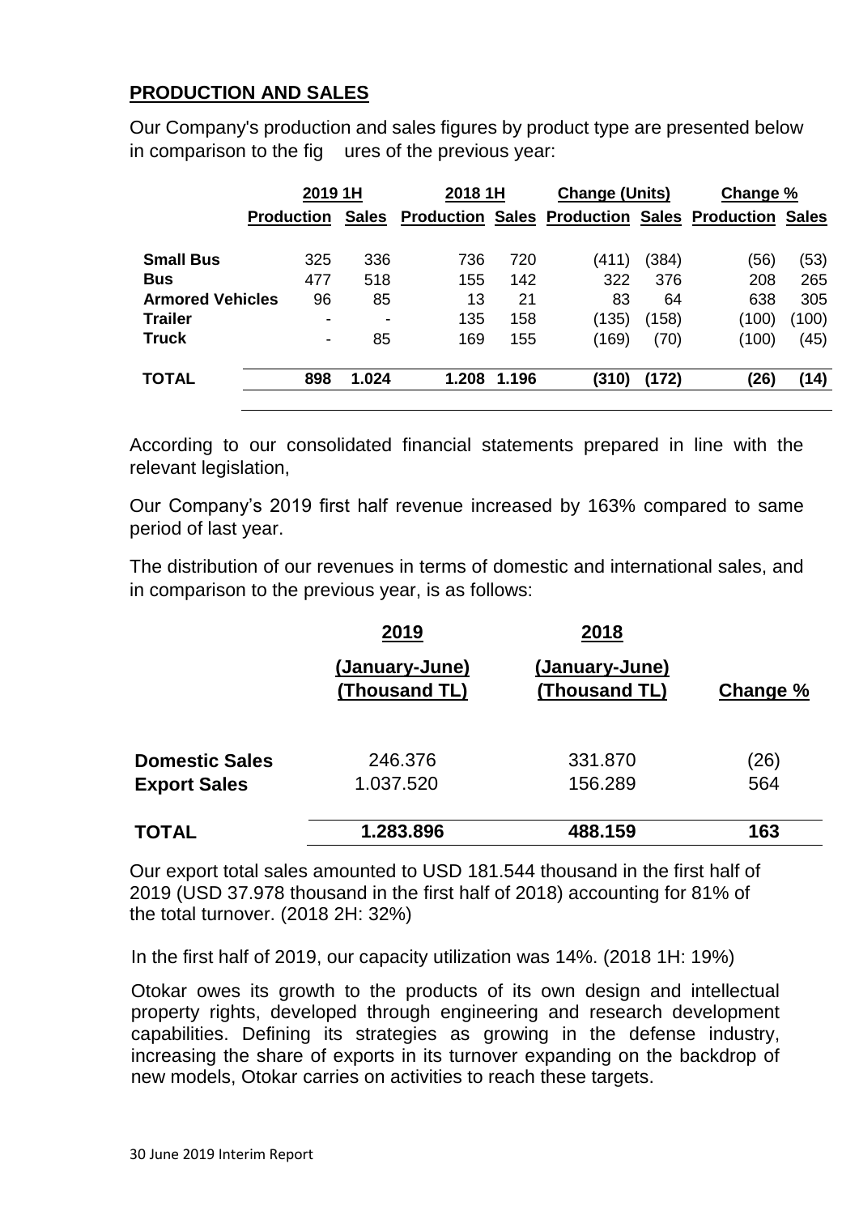## PRODUCTION AND SALES

Our Company's production and sales figures by product type are presented below in comparison to the fig ures of the previous year:

| | 2019 1H | | 2018 1H | | Change (Units) | | Change % | |
|---|---|---|---|---|---|---|---|---|
| | Production | Sales | Production | Sales | Production | Sales | Production | Sales |
| **Small Bus** | 325 | 336 | 736 | 720 | (411) | (384) | (56) | (53) |
| **Bus** | 477 | 518 | 155 | 142 | 322 | 376 | 208 | 265 |
| **Armored Vehicles** | 96 | 85 | 13 | 21 | 83 | 64 | 638 | 305 |
| **Trailer** | - | - | 135 | 158 | (135) | (158) | (100) | (100) |
| **Truck** | - | 85 | 169 | 155 | (169) | (70) | (100) | (45) |
| **TOTAL** | **898** | **1.024** | **1.208** | **1.196** | **(310)** | **(172)** | **(26)** | **(14)** |

According to our consolidated financial statements prepared in line with the relevant legislation,

Our Company's 2019 first half revenue increased by 163% compared to same period of last year.

The distribution of our revenues in terms of domestic and international sales, and in comparison to the previous year, is as follows:

| | 2019 (January-June) (Thousand TL) | 2018 (January-June) (Thousand TL) | Change % |
|---|---|---|---|
| **Domestic Sales** | 246.376 | 331.870 | (26) |
| **Export Sales** | 1.037.520 | 156.289 | 564 |
| **TOTAL** | **1.283.896** | **488.159** | **163** |

Our export total sales amounted to USD 181.544 thousand in the first half of 2019 (USD 37.978 thousand in the first half of 2018) accounting for 81% of the total turnover. (2018 2H: 32%)

In the first half of 2019, our capacity utilization was 14%. (2018 1H: 19%)

Otokar owes its growth to the products of its own design and intellectual property rights, developed through engineering and research development capabilities. Defining its strategies as growing in the defense industry, increasing the share of exports in its turnover expanding on the backdrop of new models, Otokar carries on activities to reach these targets.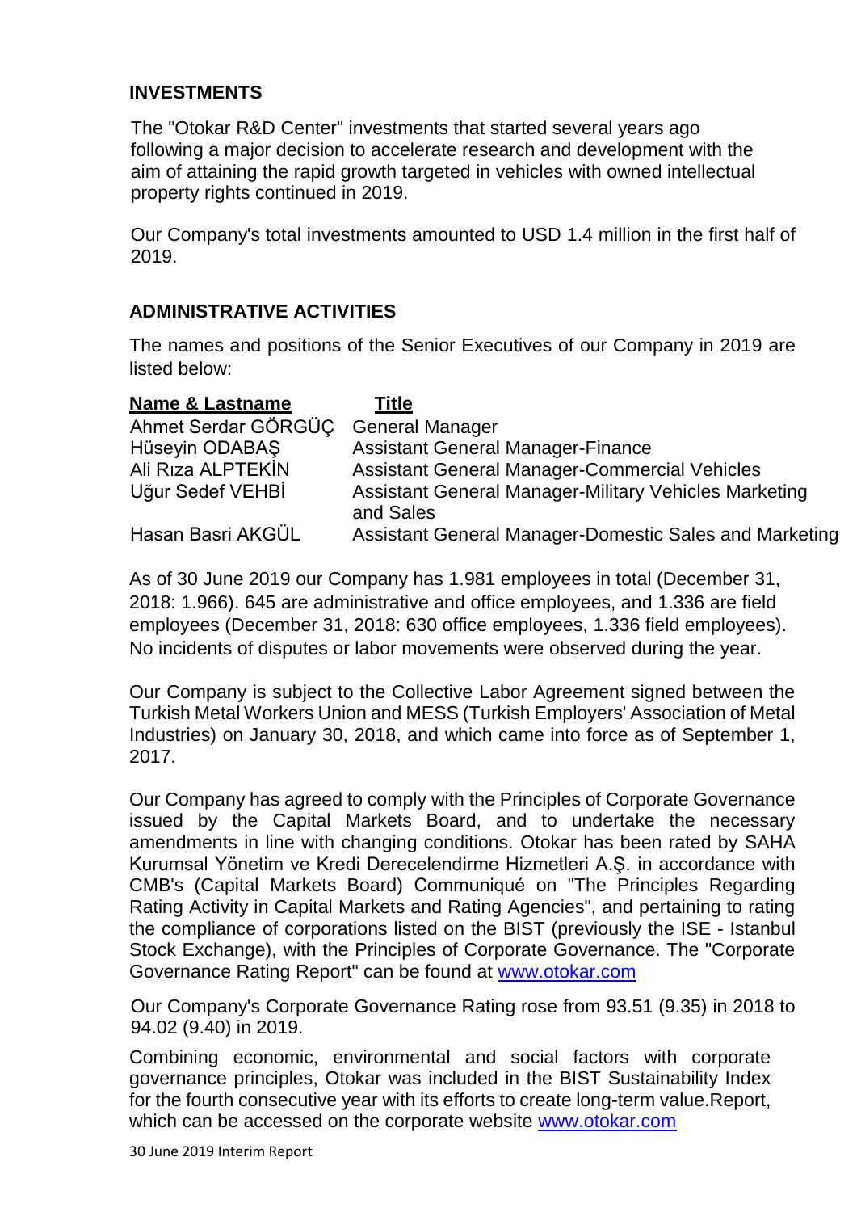## INVESTMENTS

The "Otokar R&D Center" investments that started several years ago following a major decision to accelerate research and development with the aim of attaining the rapid growth targeted in vehicles with owned intellectual property rights continued in 2019.

Our Company's total investments amounted to USD 1.4 million in the first half of 2019.

## ADMINISTRATIVE ACTIVITIES

The names and positions of the Senior Executives of our Company in 2019 are listed below:

| Name & Lastname | Title |
|---|---|
| Ahmet Serdar GÖRGÜÇ | General Manager |
| Hüseyin ODABAŞ | Assistant General Manager-Finance |
| Ali Rıza ALPTEKİN | Assistant General Manager-Commercial Vehicles |
| Uğur Sedef VEHBİ | Assistant General Manager-Military Vehicles Marketing and Sales |
| Hasan Basri AKGÜL | Assistant General Manager-Domestic Sales and Marketing |

As of 30 June 2019 our Company has 1.981 employees in total (December 31, 2018: 1.966). 645 are administrative and office employees, and 1.336 are field employees (December 31, 2018: 630 office employees, 1.336 field employees). No incidents of disputes or labor movements were observed during the year.

Our Company is subject to the Collective Labor Agreement signed between the Turkish Metal Workers Union and MESS (Turkish Employers' Association of Metal Industries) on January 30, 2018, and which came into force as of September 1, 2017.

Our Company has agreed to comply with the Principles of Corporate Governance issued by the Capital Markets Board, and to undertake the necessary amendments in line with changing conditions. Otokar has been rated by SAHA Kurumsal Yönetim ve Kredi Derecelendirme Hizmetleri A.Ş. in accordance with CMB's (Capital Markets Board) Communiqué on "The Principles Regarding Rating Activity in Capital Markets and Rating Agencies", and pertaining to rating the compliance of corporations listed on the BIST (previously the ISE - Istanbul Stock Exchange), with the Principles of Corporate Governance. The "Corporate Governance Rating Report" can be found at www.otokar.com

Our Company's Corporate Governance Rating rose from 93.51 (9.35) in 2018 to 94.02 (9.40) in 2019.

Combining economic, environmental and social factors with corporate governance principles, Otokar was included in the BIST Sustainability Index for the fourth consecutive year with its efforts to create long-term value.Report, which can be accessed on the corporate website www.otokar.com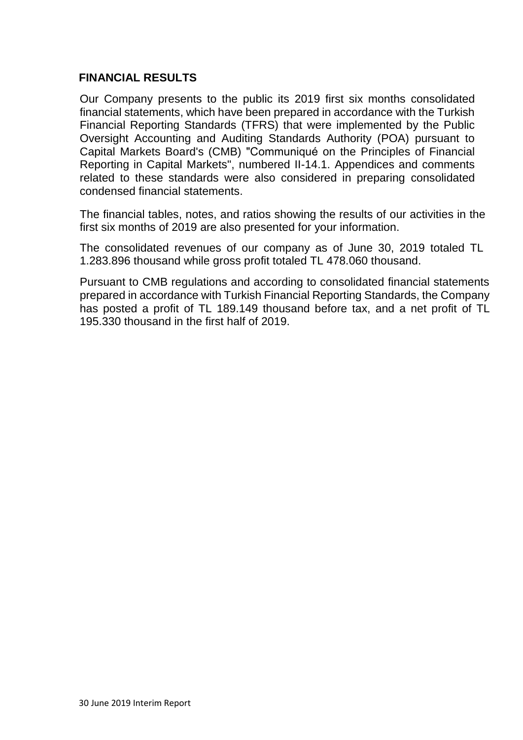## FINANCIAL RESULTS

Our Company presents to the public its 2019 first six months consolidated financial statements, which have been prepared in accordance with the Turkish Financial Reporting Standards (TFRS) that were implemented by the Public Oversight Accounting and Auditing Standards Authority (POA) pursuant to Capital Markets Board's (CMB) "Communiqué on the Principles of Financial Reporting in Capital Markets", numbered II-14.1. Appendices and comments related to these standards were also considered in preparing consolidated condensed financial statements.

The financial tables, notes, and ratios showing the results of our activities in the first six months of 2019 are also presented for your information.

The consolidated revenues of our company as of June 30, 2019 totaled TL 1.283.896 thousand while gross profit totaled TL 478.060 thousand.

Pursuant to CMB regulations and according to consolidated financial statements prepared in accordance with Turkish Financial Reporting Standards, the Company has posted a profit of TL 189.149 thousand before tax, and a net profit of TL 195.330 thousand in the first half of 2019.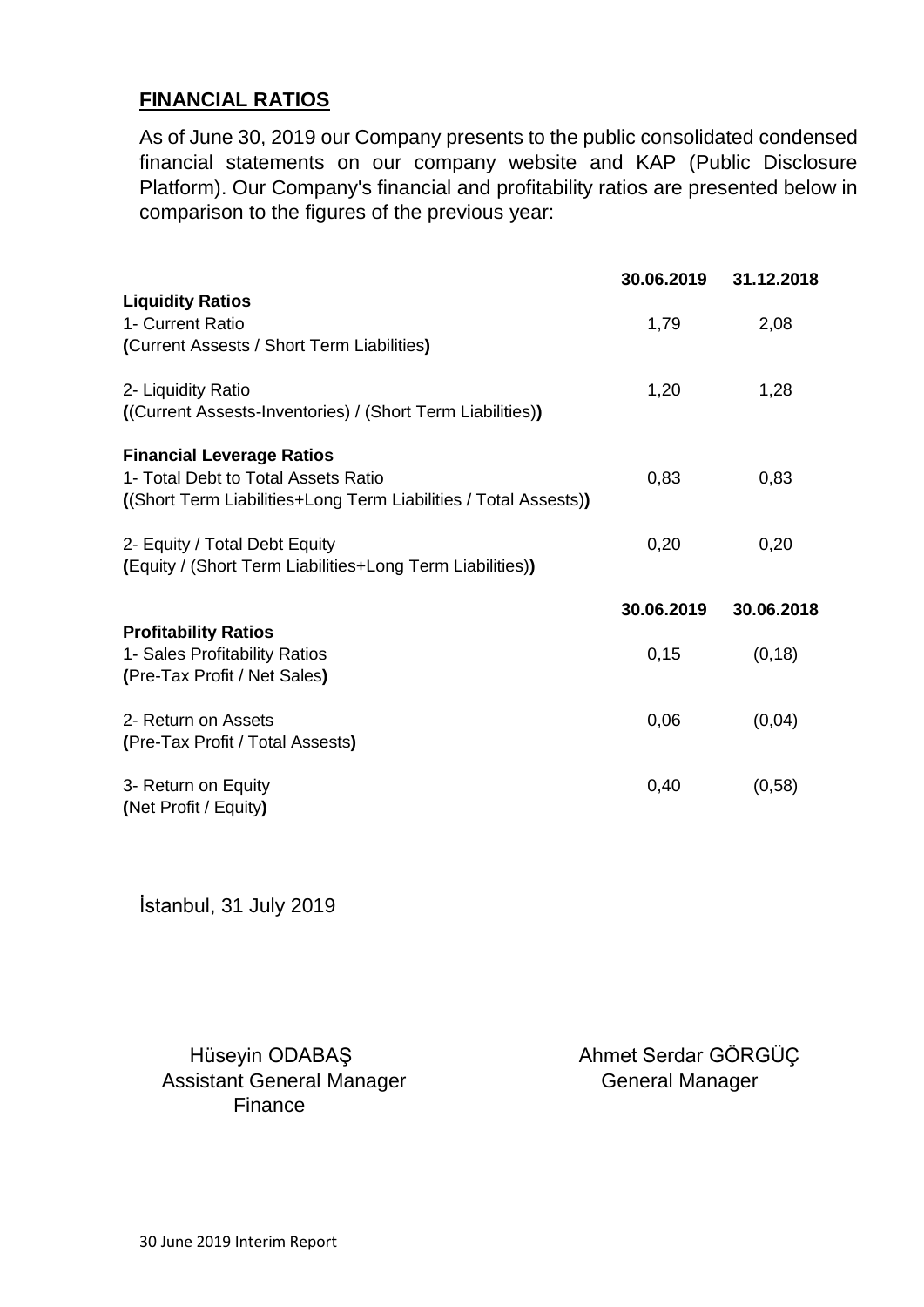## FINANCIAL RATIOS

As of June 30, 2019 our Company presents to the public consolidated condensed financial statements on our company website and KAP (Public Disclosure Platform). Our Company's financial and profitability ratios are presented below in comparison to the figures of the previous year:

| | 30.06.2019 | 31.12.2018 |
|---|---|---|
| **Liquidity Ratios** | | |
| 1- Current Ratio<br>**(**Current Assests / Short Term Liabilities**)** | 1,79 | 2,08 |
| 2- Liquidity Ratio<br>**(**(Current Assests-Inventories) / (Short Term Liabilities)**)** | 1,20 | 1,28 |
| **Financial Leverage Ratios** | | |
| 1- Total Debt to Total Assets Ratio<br>**(**(Short Term Liabilities+Long Term Liabilities / Total Assests)**)** | 0,83 | 0,83 |
| 2- Equity / Total Debt Equity<br>**(**Equity / (Short Term Liabilities+Long Term Liabilities)**)** | 0,20 | 0,20 |
| | **30.06.2019** | **30.06.2018** |
| **Profitability Ratios** | | |
| 1- Sales Profitability Ratios<br>**(**Pre-Tax Profit / Net Sales**)** | 0,15 | (0,18) |
| 2- Return on Assets<br>**(**Pre-Tax Profit / Total Assests**)** | 0,06 | (0,04) |
| 3- Return on Equity<br>**(**Net Profit / Equity**)** | 0,40 | (0,58) |

İstanbul, 31 July 2019

Hüseyin ODABAŞ
Assistant General Manager
Finance

Ahmet Serdar GÖRGÜÇ
General Manager